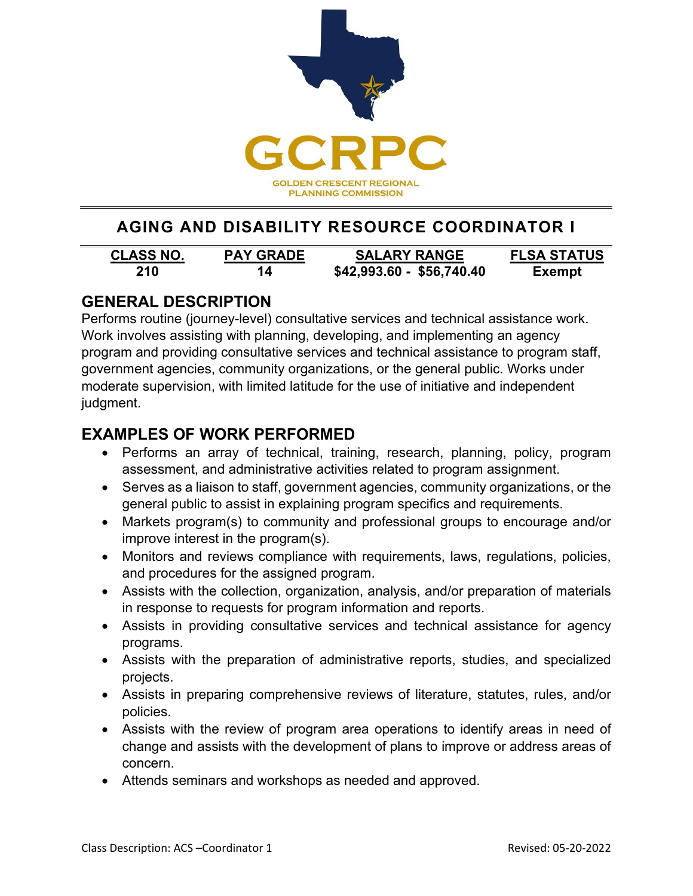GCRPC

GOLDEN CRESCENT REGIONAL PLANNING COMMISSION

# AGING AND DISABILITY RESOURCE COORDINATOR I

| CLASS NO. | PAY GRADE | SALARY RANGE | FLSA STATUS |
|---|---|---|---|
| 210 | 14 | $42,993.60 - $56,740.40 | Exempt |

## GENERAL DESCRIPTION

Performs routine (journey-level) consultative services and technical assistance work. Work involves assisting with planning, developing, and implementing an agency program and providing consultative services and technical assistance to program staff, government agencies, community organizations, or the general public. Works under moderate supervision, with limited latitude for the use of initiative and independent judgment.

## EXAMPLES OF WORK PERFORMED

- Performs an array of technical, training, research, planning, policy, program assessment, and administrative activities related to program assignment.
- Serves as a liaison to staff, government agencies, community organizations, or the general public to assist in explaining program specifics and requirements.
- Markets program(s) to community and professional groups to encourage and/or improve interest in the program(s).
- Monitors and reviews compliance with requirements, laws, regulations, policies, and procedures for the assigned program.
- Assists with the collection, organization, analysis, and/or preparation of materials in response to requests for program information and reports.
- Assists in providing consultative services and technical assistance for agency programs.
- Assists with the preparation of administrative reports, studies, and specialized projects.
- Assists in preparing comprehensive reviews of literature, statutes, rules, and/or policies.
- Assists with the review of program area operations to identify areas in need of change and assists with the development of plans to improve or address areas of concern.
- Attends seminars and workshops as needed and approved.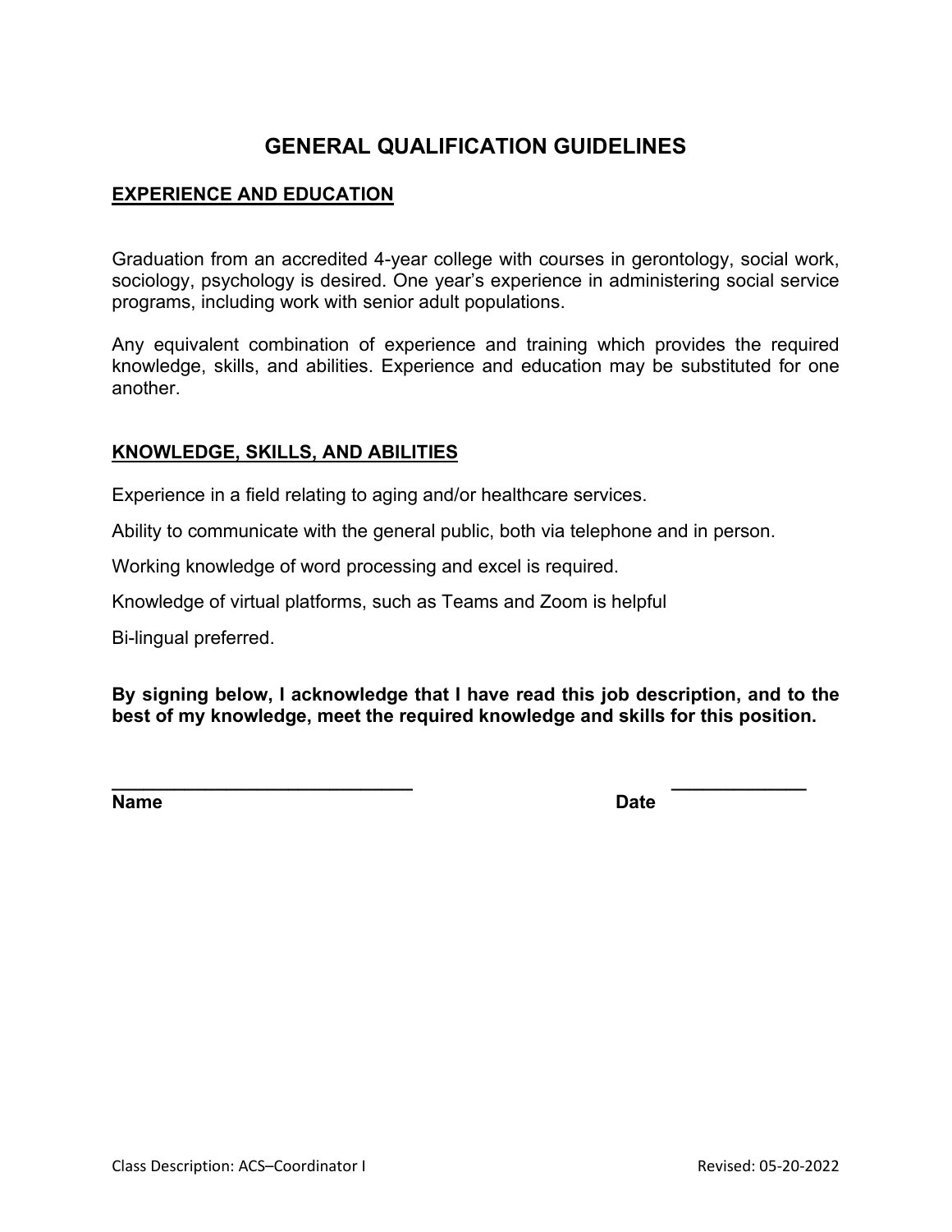# GENERAL QUALIFICATION GUIDELINES

## EXPERIENCE AND EDUCATION

Graduation from an accredited 4-year college with courses in gerontology, social work, sociology, psychology is desired. One year's experience in administering social service programs, including work with senior adult populations.

Any equivalent combination of experience and training which provides the required knowledge, skills, and abilities. Experience and education may be substituted for one another.

## KNOWLEDGE, SKILLS, AND ABILITIES

Experience in a field relating to aging and/or healthcare services.

Ability to communicate with the general public, both via telephone and in person.

Working knowledge of word processing and excel is required.

Knowledge of virtual platforms, such as Teams and Zoom is helpful

Bi-lingual preferred.

**By signing below, I acknowledge that I have read this job description, and to the best of my knowledge, meet the required knowledge and skills for this position.**

_____________________________ _____________

**Name** **Date**

Class Description: ACS–Coordinator I Revised: 05-20-2022